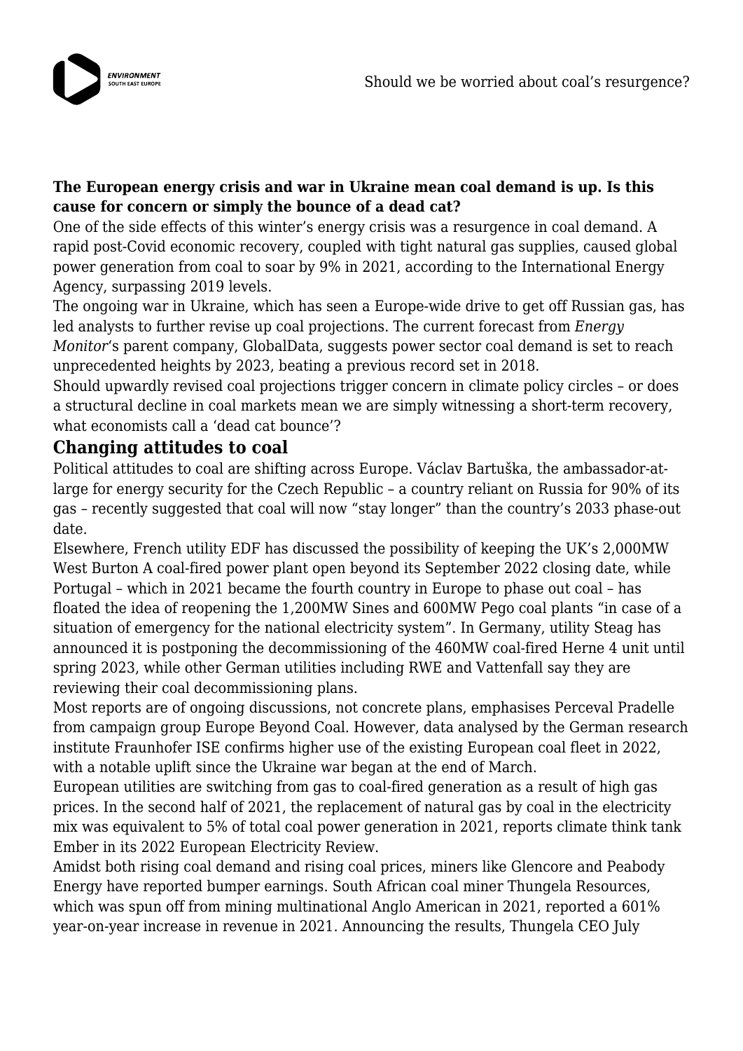**The European energy crisis and war in Ukraine mean coal demand is up. Is this cause for concern or simply the bounce of a dead cat?**

One of the side effects of this winter's energy crisis was a resurgence in coal demand. A rapid post-Covid economic recovery, coupled with tight natural gas supplies, caused global power generation from coal to soar by 9% in 2021, according to the International Energy Agency, surpassing 2019 levels.

The ongoing war in Ukraine, which has seen a Europe-wide drive to get off Russian gas, has led analysts to further revise up coal projections. The current forecast from *Energy Monitor*'s parent company, GlobalData, suggests power sector coal demand is set to reach unprecedented heights by 2023, beating a previous record set in 2018.

Should upwardly revised coal projections trigger concern in climate policy circles – or does a structural decline in coal markets mean we are simply witnessing a short-term recovery, what economists call a 'dead cat bounce'?

## Changing attitudes to coal

Political attitudes to coal are shifting across Europe. Václav Bartuška, the ambassador-at-large for energy security for the Czech Republic – a country reliant on Russia for 90% of its gas – recently suggested that coal will now "stay longer" than the country's 2033 phase-out date.

Elsewhere, French utility EDF has discussed the possibility of keeping the UK's 2,000MW West Burton A coal-fired power plant open beyond its September 2022 closing date, while Portugal – which in 2021 became the fourth country in Europe to phase out coal – has floated the idea of reopening the 1,200MW Sines and 600MW Pego coal plants "in case of a situation of emergency for the national electricity system". In Germany, utility Steag has announced it is postponing the decommissioning of the 460MW coal-fired Herne 4 unit until spring 2023, while other German utilities including RWE and Vattenfall say they are reviewing their coal decommissioning plans.

Most reports are of ongoing discussions, not concrete plans, emphasises Perceval Pradelle from campaign group Europe Beyond Coal. However, data analysed by the German research institute Fraunhofer ISE confirms higher use of the existing European coal fleet in 2022, with a notable uplift since the Ukraine war began at the end of March.

European utilities are switching from gas to coal-fired generation as a result of high gas prices. In the second half of 2021, the replacement of natural gas by coal in the electricity mix was equivalent to 5% of total coal power generation in 2021, reports climate think tank Ember in its 2022 European Electricity Review.

Amidst both rising coal demand and rising coal prices, miners like Glencore and Peabody Energy have reported bumper earnings. South African coal miner Thungela Resources, which was spun off from mining multinational Anglo American in 2021, reported a 601% year-on-year increase in revenue in 2021. Announcing the results, Thungela CEO July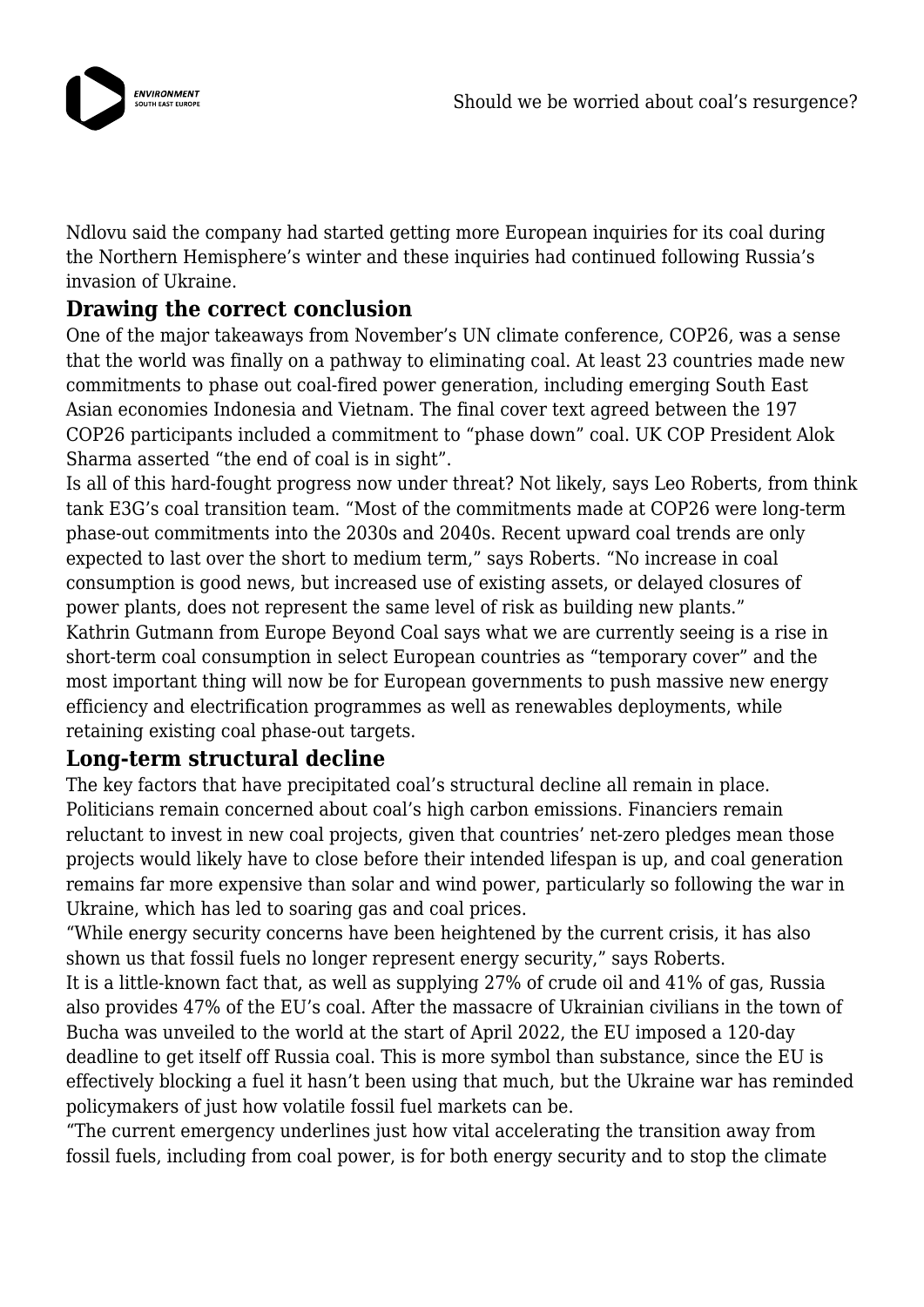Ndlovu said the company had started getting more European inquiries for its coal during the Northern Hemisphere's winter and these inquiries had continued following Russia's invasion of Ukraine.

## Drawing the correct conclusion

One of the major takeaways from November's UN climate conference, COP26, was a sense that the world was finally on a pathway to eliminating coal. At least 23 countries made new commitments to phase out coal-fired power generation, including emerging South East Asian economies Indonesia and Vietnam. The final cover text agreed between the 197 COP26 participants included a commitment to "phase down" coal. UK COP President Alok Sharma asserted "the end of coal is in sight".

Is all of this hard-fought progress now under threat? Not likely, says Leo Roberts, from think tank E3G's coal transition team. "Most of the commitments made at COP26 were long-term phase-out commitments into the 2030s and 2040s. Recent upward coal trends are only expected to last over the short to medium term," says Roberts. "No increase in coal consumption is good news, but increased use of existing assets, or delayed closures of power plants, does not represent the same level of risk as building new plants."

Kathrin Gutmann from Europe Beyond Coal says what we are currently seeing is a rise in short-term coal consumption in select European countries as "temporary cover" and the most important thing will now be for European governments to push massive new energy efficiency and electrification programmes as well as renewables deployments, while retaining existing coal phase-out targets.

## Long-term structural decline

The key factors that have precipitated coal's structural decline all remain in place. Politicians remain concerned about coal's high carbon emissions. Financiers remain reluctant to invest in new coal projects, given that countries' net-zero pledges mean those projects would likely have to close before their intended lifespan is up, and coal generation remains far more expensive than solar and wind power, particularly so following the war in Ukraine, which has led to soaring gas and coal prices.

"While energy security concerns have been heightened by the current crisis, it has also shown us that fossil fuels no longer represent energy security," says Roberts.

It is a little-known fact that, as well as supplying 27% of crude oil and 41% of gas, Russia also provides 47% of the EU's coal. After the massacre of Ukrainian civilians in the town of Bucha was unveiled to the world at the start of April 2022, the EU imposed a 120-day deadline to get itself off Russia coal. This is more symbol than substance, since the EU is effectively blocking a fuel it hasn't been using that much, but the Ukraine war has reminded policymakers of just how volatile fossil fuel markets can be.

"The current emergency underlines just how vital accelerating the transition away from fossil fuels, including from coal power, is for both energy security and to stop the climate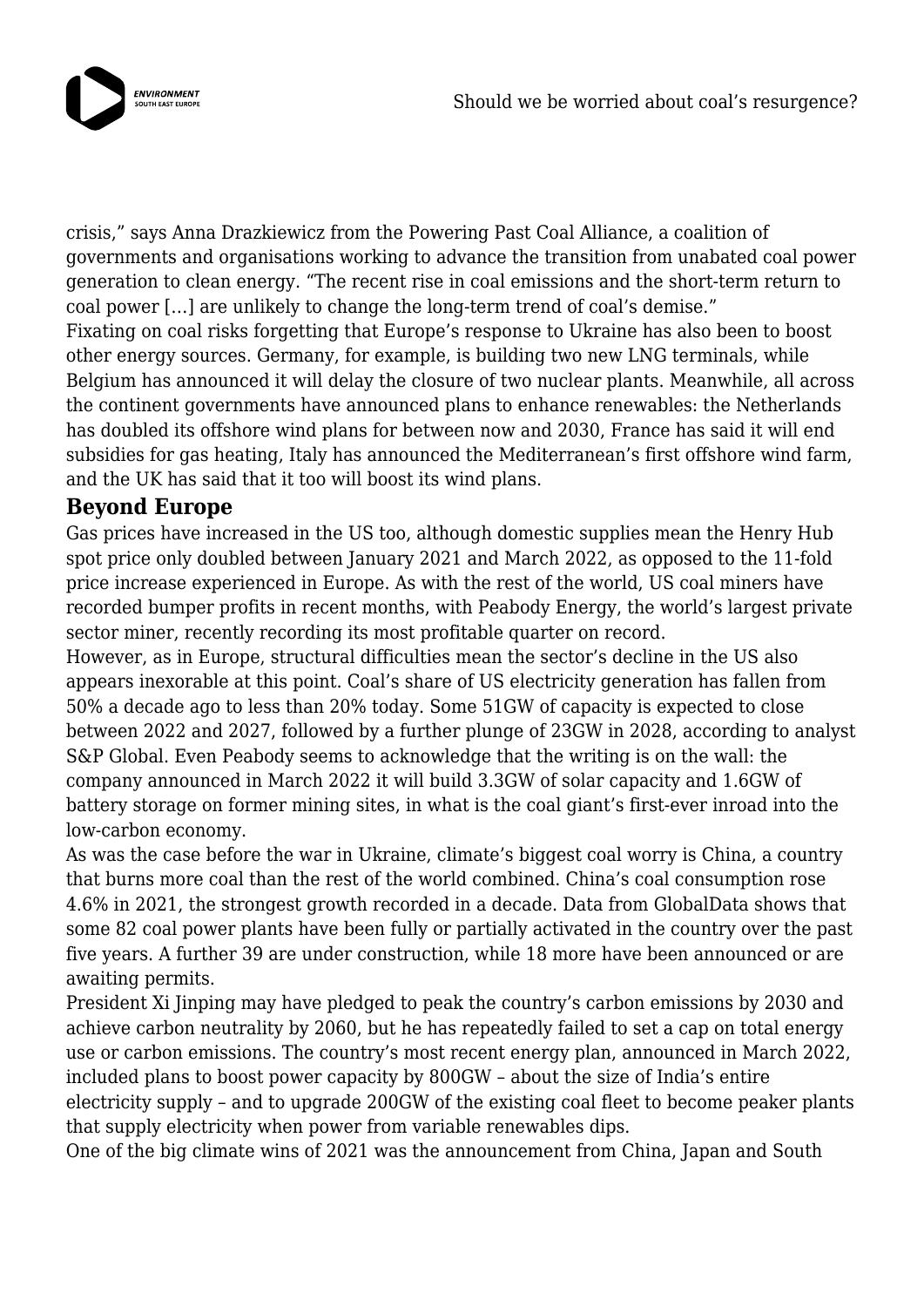crisis," says Anna Drazkiewicz from the Powering Past Coal Alliance, a coalition of governments and organisations working to advance the transition from unabated coal power generation to clean energy. "The recent rise in coal emissions and the short-term return to coal power […] are unlikely to change the long-term trend of coal's demise."

Fixating on coal risks forgetting that Europe's response to Ukraine has also been to boost other energy sources. Germany, for example, is building two new LNG terminals, while Belgium has announced it will delay the closure of two nuclear plants. Meanwhile, all across the continent governments have announced plans to enhance renewables: the Netherlands has doubled its offshore wind plans for between now and 2030, France has said it will end subsidies for gas heating, Italy has announced the Mediterranean's first offshore wind farm, and the UK has said that it too will boost its wind plans.

### Beyond Europe

Gas prices have increased in the US too, although domestic supplies mean the Henry Hub spot price only doubled between January 2021 and March 2022, as opposed to the 11-fold price increase experienced in Europe. As with the rest of the world, US coal miners have recorded bumper profits in recent months, with Peabody Energy, the world's largest private sector miner, recently recording its most profitable quarter on record.

However, as in Europe, structural difficulties mean the sector's decline in the US also appears inexorable at this point. Coal's share of US electricity generation has fallen from 50% a decade ago to less than 20% today. Some 51GW of capacity is expected to close between 2022 and 2027, followed by a further plunge of 23GW in 2028, according to analyst S&P Global. Even Peabody seems to acknowledge that the writing is on the wall: the company announced in March 2022 it will build 3.3GW of solar capacity and 1.6GW of battery storage on former mining sites, in what is the coal giant's first-ever inroad into the low-carbon economy.

As was the case before the war in Ukraine, climate's biggest coal worry is China, a country that burns more coal than the rest of the world combined. China's coal consumption rose 4.6% in 2021, the strongest growth recorded in a decade. Data from GlobalData shows that some 82 coal power plants have been fully or partially activated in the country over the past five years. A further 39 are under construction, while 18 more have been announced or are awaiting permits.

President Xi Jinping may have pledged to peak the country's carbon emissions by 2030 and achieve carbon neutrality by 2060, but he has repeatedly failed to set a cap on total energy use or carbon emissions. The country's most recent energy plan, announced in March 2022, included plans to boost power capacity by 800GW – about the size of India's entire electricity supply – and to upgrade 200GW of the existing coal fleet to become peaker plants that supply electricity when power from variable renewables dips.

One of the big climate wins of 2021 was the announcement from China, Japan and South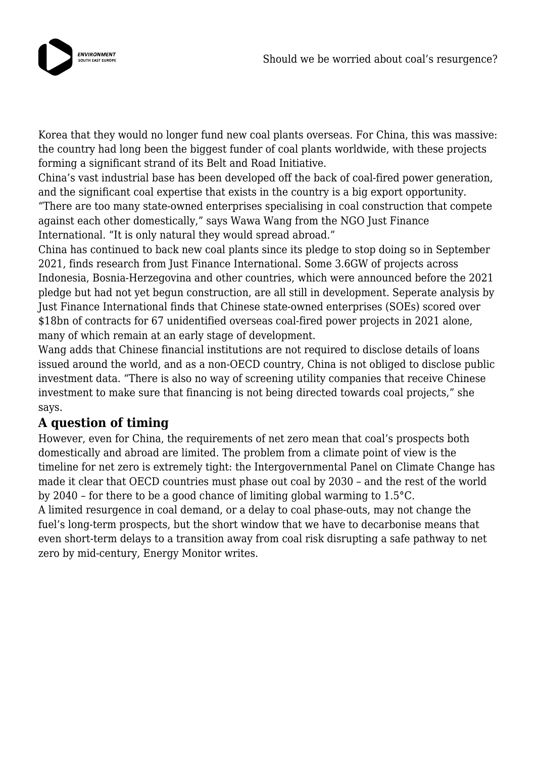Korea that they would no longer fund new coal plants overseas. For China, this was massive: the country had long been the biggest funder of coal plants worldwide, with these projects forming a significant strand of its Belt and Road Initiative.

China's vast industrial base has been developed off the back of coal-fired power generation, and the significant coal expertise that exists in the country is a big export opportunity.

"There are too many state-owned enterprises specialising in coal construction that compete against each other domestically," says Wawa Wang from the NGO Just Finance International. "It is only natural they would spread abroad."

China has continued to back new coal plants since its pledge to stop doing so in September 2021, finds research from Just Finance International. Some 3.6GW of projects across Indonesia, Bosnia-Herzegovina and other countries, which were announced before the 2021 pledge but had not yet begun construction, are all still in development. Seperate analysis by Just Finance International finds that Chinese state-owned enterprises (SOEs) scored over \$18bn of contracts for 67 unidentified overseas coal-fired power projects in 2021 alone, many of which remain at an early stage of development.

Wang adds that Chinese financial institutions are not required to disclose details of loans issued around the world, and as a non-OECD country, China is not obliged to disclose public investment data. "There is also no way of screening utility companies that receive Chinese investment to make sure that financing is not being directed towards coal projects," she says.

## A question of timing

However, even for China, the requirements of net zero mean that coal's prospects both domestically and abroad are limited. The problem from a climate point of view is the timeline for net zero is extremely tight: the Intergovernmental Panel on Climate Change has made it clear that OECD countries must phase out coal by 2030 – and the rest of the world by 2040 – for there to be a good chance of limiting global warming to 1.5°C.

A limited resurgence in coal demand, or a delay to coal phase-outs, may not change the fuel's long-term prospects, but the short window that we have to decarbonise means that even short-term delays to a transition away from coal risk disrupting a safe pathway to net zero by mid-century, Energy Monitor writes.